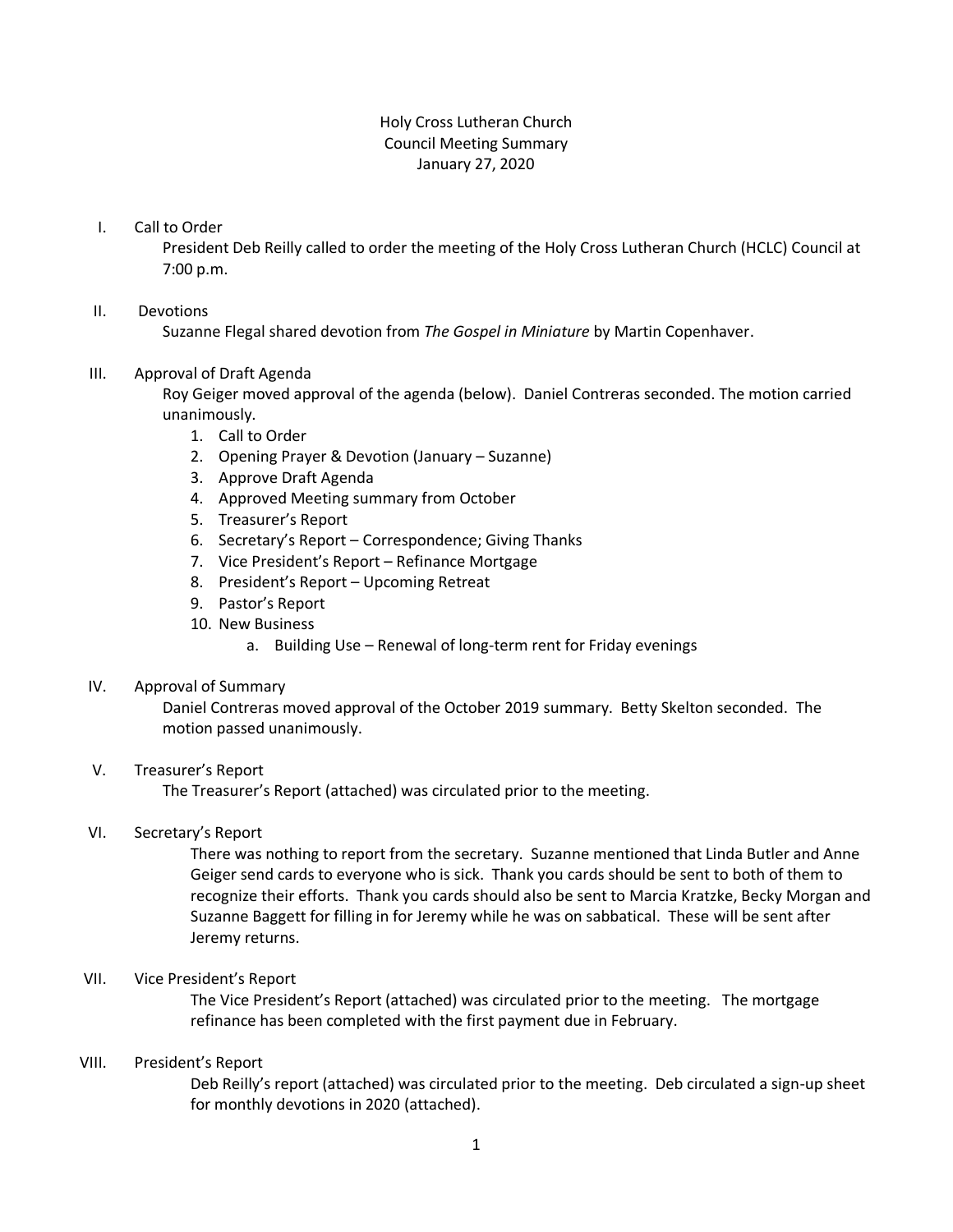Holy Cross Lutheran Church
Council Meeting Summary
January 27, 2020

I. Call to Order

President Deb Reilly called to order the meeting of the Holy Cross Lutheran Church (HCLC) Council at 7:00 p.m.

II. Devotions

Suzanne Flegal shared devotion from *The Gospel in Miniature* by Martin Copenhaver.

III. Approval of Draft Agenda

Roy Geiger moved approval of the agenda (below). Daniel Contreras seconded. The motion carried unanimously.

1. Call to Order
2. Opening Prayer & Devotion (January – Suzanne)
3. Approve Draft Agenda
4. Approved Meeting summary from October
5. Treasurer's Report
6. Secretary's Report – Correspondence; Giving Thanks
7. Vice President's Report – Refinance Mortgage
8. President's Report – Upcoming Retreat
9. Pastor's Report
10. New Business
    a. Building Use – Renewal of long-term rent for Friday evenings

IV. Approval of Summary

Daniel Contreras moved approval of the October 2019 summary. Betty Skelton seconded. The motion passed unanimously.

V. Treasurer's Report

The Treasurer's Report (attached) was circulated prior to the meeting.

VI. Secretary's Report

There was nothing to report from the secretary. Suzanne mentioned that Linda Butler and Anne Geiger send cards to everyone who is sick. Thank you cards should be sent to both of them to recognize their efforts. Thank you cards should also be sent to Marcia Kratzke, Becky Morgan and Suzanne Baggett for filling in for Jeremy while he was on sabbatical. These will be sent after Jeremy returns.

VII. Vice President's Report

The Vice President's Report (attached) was circulated prior to the meeting. The mortgage refinance has been completed with the first payment due in February.

VIII. President's Report

Deb Reilly's report (attached) was circulated prior to the meeting. Deb circulated a sign-up sheet for monthly devotions in 2020 (attached).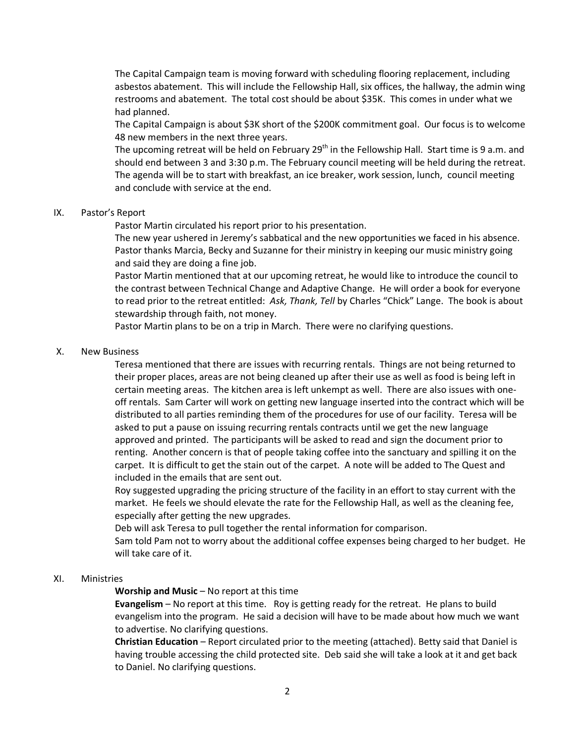The Capital Campaign team is moving forward with scheduling flooring replacement, including asbestos abatement. This will include the Fellowship Hall, six offices, the hallway, the admin wing restrooms and abatement. The total cost should be about $35K. This comes in under what we had planned.

The Capital Campaign is about $3K short of the $200K commitment goal. Our focus is to welcome 48 new members in the next three years.

The upcoming retreat will be held on February 29th in the Fellowship Hall. Start time is 9 a.m. and should end between 3 and 3:30 p.m. The February council meeting will be held during the retreat. The agenda will be to start with breakfast, an ice breaker, work session, lunch, council meeting and conclude with service at the end.

IX. Pastor's Report

Pastor Martin circulated his report prior to his presentation.

The new year ushered in Jeremy's sabbatical and the new opportunities we faced in his absence. Pastor thanks Marcia, Becky and Suzanne for their ministry in keeping our music ministry going and said they are doing a fine job.

Pastor Martin mentioned that at our upcoming retreat, he would like to introduce the council to the contrast between Technical Change and Adaptive Change. He will order a book for everyone to read prior to the retreat entitled: *Ask, Thank, Tell* by Charles "Chick" Lange. The book is about stewardship through faith, not money.

Pastor Martin plans to be on a trip in March. There were no clarifying questions.

X. New Business

Teresa mentioned that there are issues with recurring rentals. Things are not being returned to their proper places, areas are not being cleaned up after their use as well as food is being left in certain meeting areas. The kitchen area is left unkempt as well. There are also issues with one-off rentals. Sam Carter will work on getting new language inserted into the contract which will be distributed to all parties reminding them of the procedures for use of our facility. Teresa will be asked to put a pause on issuing recurring rentals contracts until we get the new language approved and printed. The participants will be asked to read and sign the document prior to renting. Another concern is that of people taking coffee into the sanctuary and spilling it on the carpet. It is difficult to get the stain out of the carpet. A note will be added to The Quest and included in the emails that are sent out.

Roy suggested upgrading the pricing structure of the facility in an effort to stay current with the market. He feels we should elevate the rate for the Fellowship Hall, as well as the cleaning fee, especially after getting the new upgrades.

Deb will ask Teresa to pull together the rental information for comparison.

Sam told Pam not to worry about the additional coffee expenses being charged to her budget. He will take care of it.

XI. Ministries

**Worship and Music** – No report at this time

**Evangelism** – No report at this time. Roy is getting ready for the retreat. He plans to build evangelism into the program. He said a decision will have to be made about how much we want to advertise. No clarifying questions.

**Christian Education** – Report circulated prior to the meeting (attached). Betty said that Daniel is having trouble accessing the child protected site. Deb said she will take a look at it and get back to Daniel. No clarifying questions.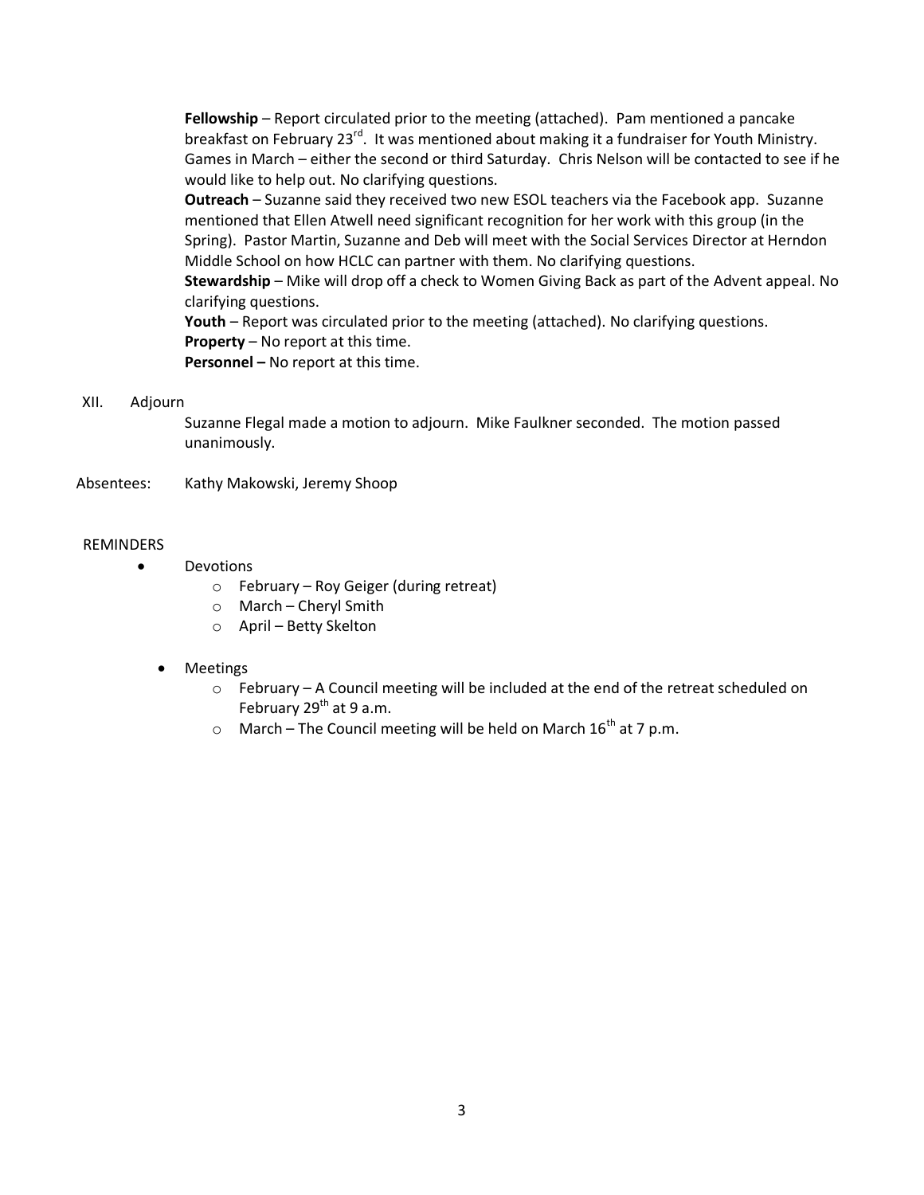**Fellowship** – Report circulated prior to the meeting (attached). Pam mentioned a pancake breakfast on February 23rd. It was mentioned about making it a fundraiser for Youth Ministry. Games in March – either the second or third Saturday. Chris Nelson will be contacted to see if he would like to help out. No clarifying questions.

**Outreach** – Suzanne said they received two new ESOL teachers via the Facebook app. Suzanne mentioned that Ellen Atwell need significant recognition for her work with this group (in the Spring). Pastor Martin, Suzanne and Deb will meet with the Social Services Director at Herndon Middle School on how HCLC can partner with them. No clarifying questions.

**Stewardship** – Mike will drop off a check to Women Giving Back as part of the Advent appeal. No clarifying questions.

**Youth** – Report was circulated prior to the meeting (attached). No clarifying questions.

**Property** – No report at this time.

**Personnel –** No report at this time.

XII. Adjourn

Suzanne Flegal made a motion to adjourn. Mike Faulkner seconded. The motion passed unanimously.

Absentees: Kathy Makowski, Jeremy Shoop

REMINDERS

- Devotions
  - February – Roy Geiger (during retreat)
  - March – Cheryl Smith
  - April – Betty Skelton
- Meetings
  - February – A Council meeting will be included at the end of the retreat scheduled on February 29th at 9 a.m.
  - March – The Council meeting will be held on March 16th at 7 p.m.